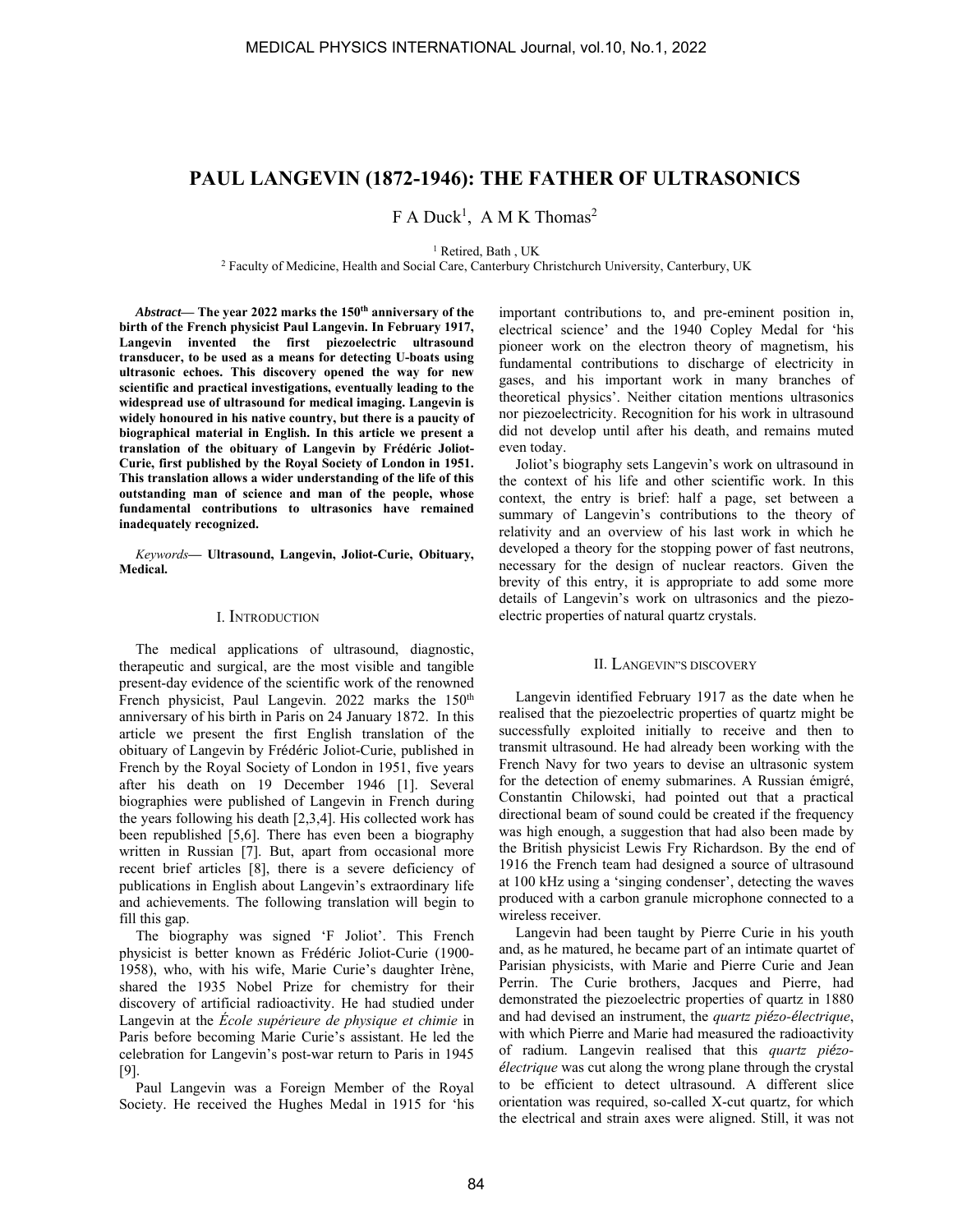# PAUL LANGEVIN (1872-1946): THE FATHER OF ULTRASONICS

F A Duck[1], A M K Thomas[2]

[1] Retired, Bath , UK
[2] Faculty of Medicine, Health and Social Care, Canterbury Christchurch University, Canterbury, UK

***Abstract*— The year 2022 marks the 150th anniversary of the birth of the French physicist Paul Langevin. In February 1917, Langevin invented the first piezoelectric ultrasound transducer, to be used as a means for detecting U-boats using ultrasonic echoes. This discovery opened the way for new scientific and practical investigations, eventually leading to the widespread use of ultrasound for medical imaging. Langevin is widely honoured in his native country, but there is a paucity of biographical material in English. In this article we present a translation of the obituary of Langevin by Frédéric Joliot-Curie, first published by the Royal Society of London in 1951. This translation allows a wider understanding of the life of this outstanding man of science and man of the people, whose fundamental contributions to ultrasonics have remained inadequately recognized.**

***Keywords*— Ultrasound, Langevin, Joliot-Curie, Obituary, Medical.**

## I. Introduction

The medical applications of ultrasound, diagnostic, therapeutic and surgical, are the most visible and tangible present-day evidence of the scientific work of the renowned French physicist, Paul Langevin. 2022 marks the 150th anniversary of his birth in Paris on 24 January 1872. In this article we present the first English translation of the obituary of Langevin by Frédéric Joliot-Curie, published in French by the Royal Society of London in 1951, five years after his death on 19 December 1946 [1]. Several biographies were published of Langevin in French during the years following his death [2,3,4]. His collected work has been republished [5,6]. There has even been a biography written in Russian [7]. But, apart from occasional more recent brief articles [8], there is a severe deficiency of publications in English about Langevin's extraordinary life and achievements. The following translation will begin to fill this gap.

The biography was signed 'F Joliot'. This French physicist is better known as Frédéric Joliot-Curie (1900-1958), who, with his wife, Marie Curie's daughter Irène, shared the 1935 Nobel Prize for chemistry for their discovery of artificial radioactivity. He had studied under Langevin at the *École supérieure de physique et chimie* in Paris before becoming Marie Curie's assistant. He led the celebration for Langevin's post-war return to Paris in 1945 [9].

Paul Langevin was a Foreign Member of the Royal Society. He received the Hughes Medal in 1915 for 'his important contributions to, and pre-eminent position in, electrical science' and the 1940 Copley Medal for 'his pioneer work on the electron theory of magnetism, his fundamental contributions to discharge of electricity in gases, and his important work in many branches of theoretical physics'. Neither citation mentions ultrasonics nor piezoelectricity. Recognition for his work in ultrasound did not develop until after his death, and remains muted even today.

Joliot's biography sets Langevin's work on ultrasound in the context of his life and other scientific work. In this context, the entry is brief: half a page, set between a summary of Langevin's contributions to the theory of relativity and an overview of his last work in which he developed a theory for the stopping power of fast neutrons, necessary for the design of nuclear reactors. Given the brevity of this entry, it is appropriate to add some more details of Langevin's work on ultrasonics and the piezo-electric properties of natural quartz crystals.

## II. Langevin"s discovery

Langevin identified February 1917 as the date when he realised that the piezoelectric properties of quartz might be successfully exploited initially to receive and then to transmit ultrasound. He had already been working with the French Navy for two years to devise an ultrasonic system for the detection of enemy submarines. A Russian émigré, Constantin Chilowski, had pointed out that a practical directional beam of sound could be created if the frequency was high enough, a suggestion that had also been made by the British physicist Lewis Fry Richardson. By the end of 1916 the French team had designed a source of ultrasound at 100 kHz using a 'singing condenser', detecting the waves produced with a carbon granule microphone connected to a wireless receiver.

Langevin had been taught by Pierre Curie in his youth and, as he matured, he became part of an intimate quartet of Parisian physicists, with Marie and Pierre Curie and Jean Perrin. The Curie brothers, Jacques and Pierre, had demonstrated the piezoelectric properties of quartz in 1880 and had devised an instrument, the *quartz piézo-électrique*, with which Pierre and Marie had measured the radioactivity of radium. Langevin realised that this *quartz piézo-électrique* was cut along the wrong plane through the crystal to be efficient to detect ultrasound. A different slice orientation was required, so-called X-cut quartz, for which the electrical and strain axes were aligned. Still, it was not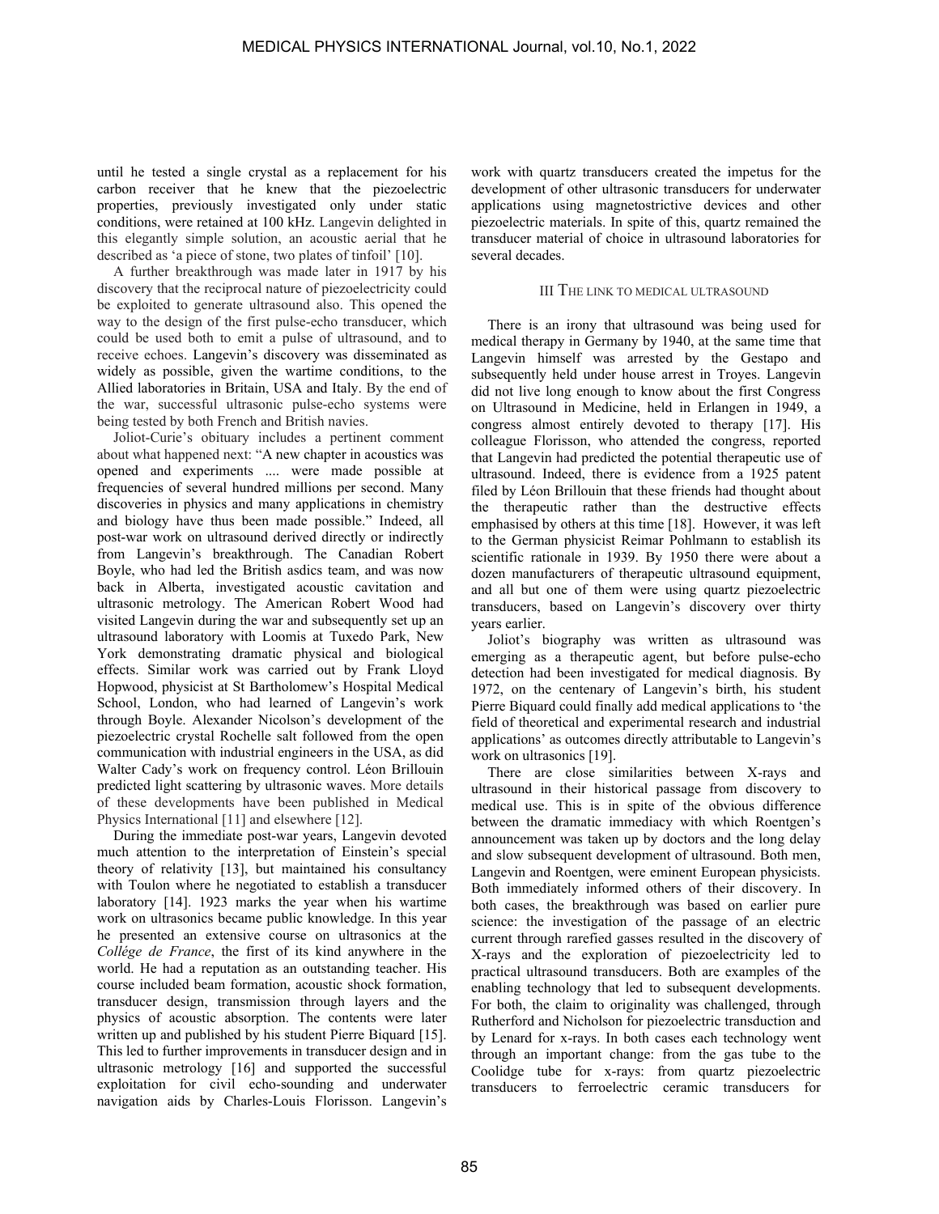until he tested a single crystal as a replacement for his carbon receiver that he knew that the piezoelectric properties, previously investigated only under static conditions, were retained at 100 kHz. Langevin delighted in this elegantly simple solution, an acoustic aerial that he described as 'a piece of stone, two plates of tinfoil' [10].

A further breakthrough was made later in 1917 by his discovery that the reciprocal nature of piezoelectricity could be exploited to generate ultrasound also. This opened the way to the design of the first pulse-echo transducer, which could be used both to emit a pulse of ultrasound, and to receive echoes. Langevin's discovery was disseminated as widely as possible, given the wartime conditions, to the Allied laboratories in Britain, USA and Italy. By the end of the war, successful ultrasonic pulse-echo systems were being tested by both French and British navies.

Joliot-Curie's obituary includes a pertinent comment about what happened next: "A new chapter in acoustics was opened and experiments .... were made possible at frequencies of several hundred millions per second. Many discoveries in physics and many applications in chemistry and biology have thus been made possible." Indeed, all post-war work on ultrasound derived directly or indirectly from Langevin's breakthrough. The Canadian Robert Boyle, who had led the British asdics team, and was now back in Alberta, investigated acoustic cavitation and ultrasonic metrology. The American Robert Wood had visited Langevin during the war and subsequently set up an ultrasound laboratory with Loomis at Tuxedo Park, New York demonstrating dramatic physical and biological effects. Similar work was carried out by Frank Lloyd Hopwood, physicist at St Bartholomew's Hospital Medical School, London, who had learned of Langevin's work through Boyle. Alexander Nicolson's development of the piezoelectric crystal Rochelle salt followed from the open communication with industrial engineers in the USA, as did Walter Cady's work on frequency control. Léon Brillouin predicted light scattering by ultrasonic waves. More details of these developments have been published in Medical Physics International [11] and elsewhere [12].

During the immediate post-war years, Langevin devoted much attention to the interpretation of Einstein's special theory of relativity [13], but maintained his consultancy with Toulon where he negotiated to establish a transducer laboratory [14]. 1923 marks the year when his wartime work on ultrasonics became public knowledge. In this year he presented an extensive course on ultrasonics at the *Collége de France*, the first of its kind anywhere in the world. He had a reputation as an outstanding teacher. His course included beam formation, acoustic shock formation, transducer design, transmission through layers and the physics of acoustic absorption. The contents were later written up and published by his student Pierre Biquard [15]. This led to further improvements in transducer design and in ultrasonic metrology [16] and supported the successful exploitation for civil echo-sounding and underwater navigation aids by Charles-Louis Florisson. Langevin's work with quartz transducers created the impetus for the development of other ultrasonic transducers for underwater applications using magnetostrictive devices and other piezoelectric materials. In spite of this, quartz remained the transducer material of choice in ultrasound laboratories for several decades.

## III THE LINK TO MEDICAL ULTRASOUND

There is an irony that ultrasound was being used for medical therapy in Germany by 1940, at the same time that Langevin himself was arrested by the Gestapo and subsequently held under house arrest in Troyes. Langevin did not live long enough to know about the first Congress on Ultrasound in Medicine, held in Erlangen in 1949, a congress almost entirely devoted to therapy [17]. His colleague Florisson, who attended the congress, reported that Langevin had predicted the potential therapeutic use of ultrasound. Indeed, there is evidence from a 1925 patent filed by Léon Brillouin that these friends had thought about the therapeutic rather than the destructive effects emphasised by others at this time [18]. However, it was left to the German physicist Reimar Pohlmann to establish its scientific rationale in 1939. By 1950 there were about a dozen manufacturers of therapeutic ultrasound equipment, and all but one of them were using quartz piezoelectric transducers, based on Langevin's discovery over thirty years earlier.

Joliot's biography was written as ultrasound was emerging as a therapeutic agent, but before pulse-echo detection had been investigated for medical diagnosis. By 1972, on the centenary of Langevin's birth, his student Pierre Biquard could finally add medical applications to 'the field of theoretical and experimental research and industrial applications' as outcomes directly attributable to Langevin's work on ultrasonics [19].

There are close similarities between X-rays and ultrasound in their historical passage from discovery to medical use. This is in spite of the obvious difference between the dramatic immediacy with which Roentgen's announcement was taken up by doctors and the long delay and slow subsequent development of ultrasound. Both men, Langevin and Roentgen, were eminent European physicists. Both immediately informed others of their discovery. In both cases, the breakthrough was based on earlier pure science: the investigation of the passage of an electric current through rarefied gasses resulted in the discovery of X-rays and the exploration of piezoelectricity led to practical ultrasound transducers. Both are examples of the enabling technology that led to subsequent developments. For both, the claim to originality was challenged, through Rutherford and Nicholson for piezoelectric transduction and by Lenard for x-rays. In both cases each technology went through an important change: from the gas tube to the Coolidge tube for x-rays: from quartz piezoelectric transducers to ferroelectric ceramic transducers for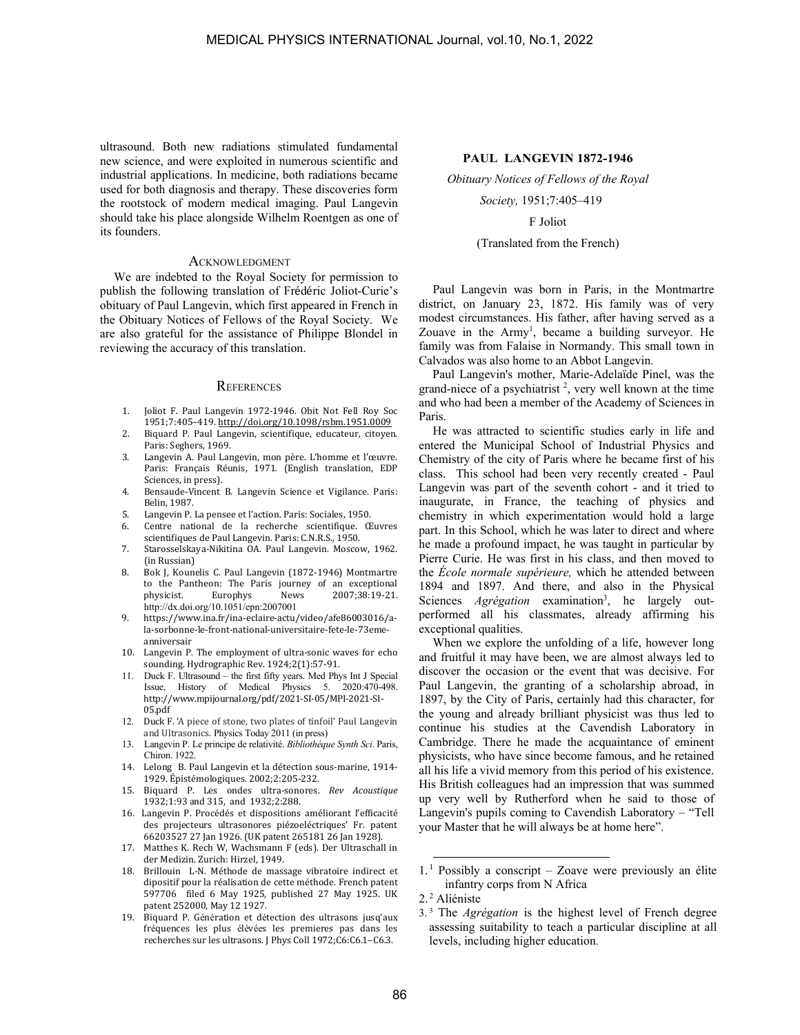ultrasound. Both new radiations stimulated fundamental new science, and were exploited in numerous scientific and industrial applications. In medicine, both radiations became used for both diagnosis and therapy. These discoveries form the rootstock of modern medical imaging. Paul Langevin should take his place alongside Wilhelm Roentgen as one of its founders.

## Acknowledgment

We are indebted to the Royal Society for permission to publish the following translation of Frédéric Joliot-Curie's obituary of Paul Langevin, which first appeared in French in the Obituary Notices of Fellows of the Royal Society. We are also grateful for the assistance of Philippe Blondel in reviewing the accuracy of this translation.

## References

1. Joliot F. Paul Langevin 1972-1946. Obit Not Fell Roy Soc 1951;7:405–419. http://doi.org/10.1098/rsbm.1951.0009
2. Biquard P. Paul Langevin, scientifique, educateur, citoyen. Paris: Seghers, 1969.
3. Langevin A. Paul Langevin, mon père. L'homme et l'œuvre. Paris: Français Réunis, 1971. (English translation, EDP Sciences, in press).
4. Bensaude-Vincent B. Langevin Science et Vigilance. Paris: Belin, 1987.
5. Langevin P. La pensee et l'action. Paris: Sociales, 1950.
6. Centre national de la recherche scientifique. Œuvres scientifiques de Paul Langevin. Paris: C.N.R.S., 1950.
7. Starosselskaya-Nikitina OA. Paul Langevin. Moscow, 1962. (in Russian)
8. Bok J, Kounelis C. Paul Langevin (1872-1946) Montmartre to the Pantheon: The Paris journey of an exceptional physicist. Europhys News 2007;38:19-21. http://dx.doi.org/10.1051/epn:2007001
9. https://www.ina.fr/ina-eclaire-actu/video/afe86003016/a-la-sorbonne-le-front-national-universitaire-fete-le-73eme-anniversair
10. Langevin P. The employment of ultra-sonic waves for echo sounding. Hydrographic Rev. 1924;2(1):57-91.
11. Duck F. Ultrasound – the first fifty years. Med Phys Int J Special Issue, History of Medical Physics 5. 2020:470-498. http://www.mpijournal.org/pdf/2021-SI-05/MPI-2021-SI-05.pdf
12. Duck F. 'A piece of stone, two plates of tinfoil' Paul Langevin and Ultrasonics. Physics Today 2011 (in press)
13. Langevin P. Le principe de relativité. *Bibliothèque Synth Sci*. Paris, Chiron. 1922.
14. Lelong B. Paul Langevin et la détection sous-marine, 1914-1929. Épistémologiques. 2002;2:205-232.
15. Biquard P. Les ondes ultra-sonores. *Rev Acoustique* 1932;1:93 and 315, and 1932;2:288.
16. Langevin P. Procédés et dispositions améliorant l'efficacité des projecteurs ultrasonores piézoeléctriques' Fr. patent 66203527 27 Jan 1926. (UK patent 265181 26 Jan 1928).
17. Matthes K. Rech W, Wachsmann F (eds). Der Ultraschall in der Medizin. Zurich: Hirzel, 1949.
18. Brillouin L-N. Méthode de massage vibratoire indirect et dispositif pour la réalisation de cette méthode. French patent 597706 filed 6 May 1925, published 27 May 1925. UK patent 252000, May 12 1927.
19. Biquard P. Génération et détection des ultrasons jusq'aux fréquences les plus élévées les premieres pas dans les recherches sur les ultrasons. J Phys Coll 1972;C6:C6.1–C6.3.

## PAUL LANGEVIN 1872-1946

*Obituary Notices of Fellows of the Royal Society,* 1951;7:405–419

F Joliot

(Translated from the French)

Paul Langevin was born in Paris, in the Montmartre district, on January 23, 1872. His family was of very modest circumstances. His father, after having served as a Zouave in the Army[1], became a building surveyor. He family was from Falaise in Normandy. This small town in Calvados was also home to an Abbot Langevin.

Paul Langevin's mother, Marie-Adelaïde Pinel, was the grand-niece of a psychiatrist [2], very well known at the time and who had been a member of the Academy of Sciences in Paris.

He was attracted to scientific studies early in life and entered the Municipal School of Industrial Physics and Chemistry of the city of Paris where he became first of his class. This school had been very recently created - Paul Langevin was part of the seventh cohort - and it tried to inaugurate, in France, the teaching of physics and chemistry in which experimentation would hold a large part. In this School, which he was later to direct and where he made a profound impact, he was taught in particular by Pierre Curie. He was first in his class, and then moved to the *École normale supérieure,* which he attended between 1894 and 1897. And there, and also in the Physical Sciences *Agrégation* examination[3], he largely out-performed all his classmates, already affirming his exceptional qualities.

When we explore the unfolding of a life, however long and fruitful it may have been, we are almost always led to discover the occasion or the event that was decisive. For Paul Langevin, the granting of a scholarship abroad, in 1897, by the City of Paris, certainly had this character, for the young and already brilliant physicist was thus led to continue his studies at the Cavendish Laboratory in Cambridge. There he made the acquaintance of eminent physicists, who have since become famous, and he retained all his life a vivid memory from this period of his existence. His British colleagues had an impression that was summed up very well by Rutherford when he said to those of Langevin's pupils coming to Cavendish Laboratory – "Tell your Master that he will always be at home here".

---

1. [1] Possibly a conscript – Zoave were previously an élite infantry corps from N Africa
2. [2] Aliéniste
3. [3] The *Agrégation* is the highest level of French degree assessing suitability to teach a particular discipline at all levels, including higher education.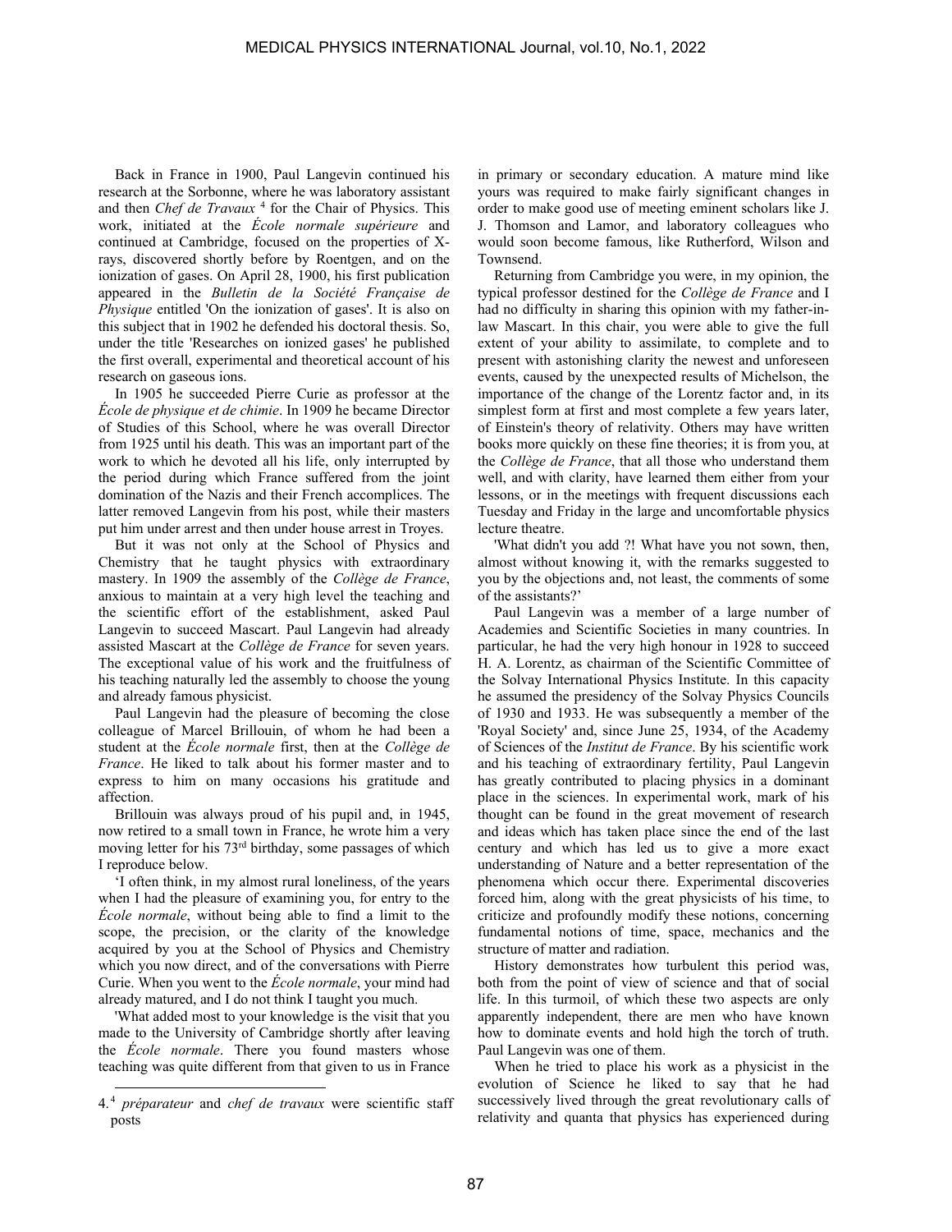Back in France in 1900, Paul Langevin continued his research at the Sorbonne, where he was laboratory assistant and then *Chef de Travaux* [4] for the Chair of Physics. This work, initiated at the *École normale supérieure* and continued at Cambridge, focused on the properties of X-rays, discovered shortly before by Roentgen, and on the ionization of gases. On April 28, 1900, his first publication appeared in the *Bulletin de la Société Française de Physique* entitled 'On the ionization of gases'. It is also on this subject that in 1902 he defended his doctoral thesis. So, under the title 'Researches on ionized gases' he published the first overall, experimental and theoretical account of his research on gaseous ions.

In 1905 he succeeded Pierre Curie as professor at the *École de physique et de chimie*. In 1909 he became Director of Studies of this School, where he was overall Director from 1925 until his death. This was an important part of the work to which he devoted all his life, only interrupted by the period during which France suffered from the joint domination of the Nazis and their French accomplices. The latter removed Langevin from his post, while their masters put him under arrest and then under house arrest in Troyes.

But it was not only at the School of Physics and Chemistry that he taught physics with extraordinary mastery. In 1909 the assembly of the *Collège de France*, anxious to maintain at a very high level the teaching and the scientific effort of the establishment, asked Paul Langevin to succeed Mascart. Paul Langevin had already assisted Mascart at the *Collège de France* for seven years. The exceptional value of his work and the fruitfulness of his teaching naturally led the assembly to choose the young and already famous physicist.

Paul Langevin had the pleasure of becoming the close colleague of Marcel Brillouin, of whom he had been a student at the *École normale* first, then at the *Collège de France*. He liked to talk about his former master and to express to him on many occasions his gratitude and affection.

Brillouin was always proud of his pupil and, in 1945, now retired to a small town in France, he wrote him a very moving letter for his 73rd birthday, some passages of which I reproduce below.

'I often think, in my almost rural loneliness, of the years when I had the pleasure of examining you, for entry to the *École normale*, without being able to find a limit to the scope, the precision, or the clarity of the knowledge acquired by you at the School of Physics and Chemistry which you now direct, and of the conversations with Pierre Curie. When you went to the *École normale*, your mind had already matured, and I do not think I taught you much.

'What added most to your knowledge is the visit that you made to the University of Cambridge shortly after leaving the *École normale*. There you found masters whose teaching was quite different from that given to us in France in primary or secondary education. A mature mind like yours was required to make fairly significant changes in order to make good use of meeting eminent scholars like J. J. Thomson and Lamor, and laboratory colleagues who would soon become famous, like Rutherford, Wilson and Townsend.

Returning from Cambridge you were, in my opinion, the typical professor destined for the *Collège de France* and I had no difficulty in sharing this opinion with my father-in-law Mascart. In this chair, you were able to give the full extent of your ability to assimilate, to complete and to present with astonishing clarity the newest and unforeseen events, caused by the unexpected results of Michelson, the importance of the change of the Lorentz factor and, in its simplest form at first and most complete a few years later, of Einstein's theory of relativity. Others may have written books more quickly on these fine theories; it is from you, at the *Collège de France*, that all those who understand them well, and with clarity, have learned them either from your lessons, or in the meetings with frequent discussions each Tuesday and Friday in the large and uncomfortable physics lecture theatre.

'What didn't you add ?! What have you not sown, then, almost without knowing it, with the remarks suggested to you by the objections and, not least, the comments of some of the assistants?'

Paul Langevin was a member of a large number of Academies and Scientific Societies in many countries. In particular, he had the very high honour in 1928 to succeed H. A. Lorentz, as chairman of the Scientific Committee of the Solvay International Physics Institute. In this capacity he assumed the presidency of the Solvay Physics Councils of 1930 and 1933. He was subsequently a member of the 'Royal Society' and, since June 25, 1934, of the Academy of Sciences of the *Institut de France*. By his scientific work and his teaching of extraordinary fertility, Paul Langevin has greatly contributed to placing physics in a dominant place in the sciences. In experimental work, mark of his thought can be found in the great movement of research and ideas which has taken place since the end of the last century and which has led us to give a more exact understanding of Nature and a better representation of the phenomena which occur there. Experimental discoveries forced him, along with the great physicists of his time, to criticize and profoundly modify these notions, concerning fundamental notions of time, space, mechanics and the structure of matter and radiation.

History demonstrates how turbulent this period was, both from the point of view of science and that of social life. In this turmoil, of which these two aspects are only apparently independent, there are men who have known how to dominate events and hold high the torch of truth. Paul Langevin was one of them.

When he tried to place his work as a physicist in the evolution of Science he liked to say that he had successively lived through the great revolutionary calls of relativity and quanta that physics has experienced during

---

4. [4] *préparateur* and *chef de travaux* were scientific staff posts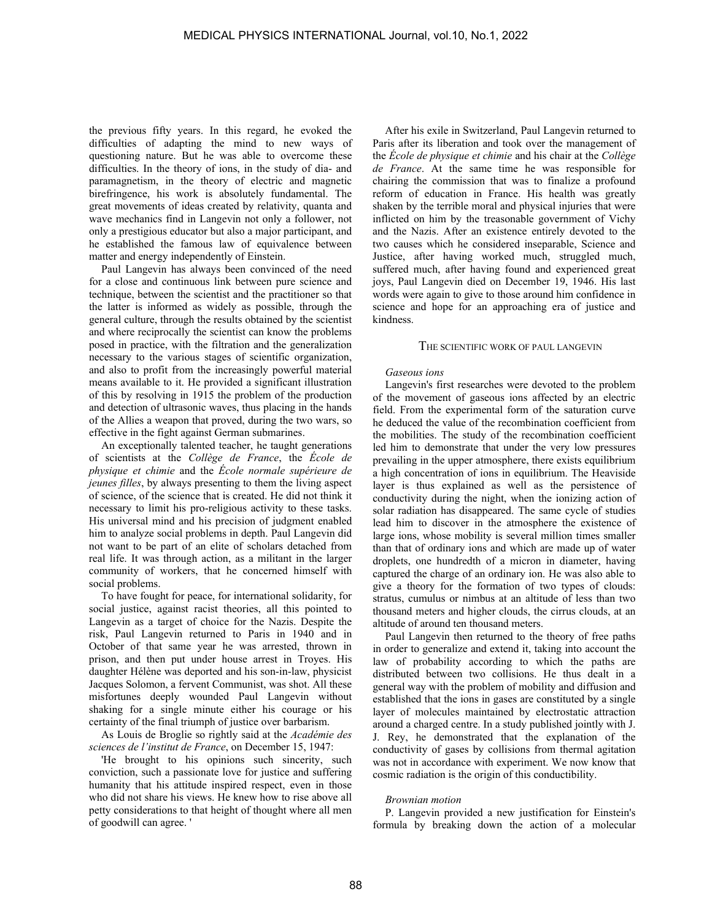the previous fifty years. In this regard, he evoked the difficulties of adapting the mind to new ways of questioning nature. But he was able to overcome these difficulties. In the theory of ions, in the study of dia- and paramagnetism, in the theory of electric and magnetic birefringence, his work is absolutely fundamental. The great movements of ideas created by relativity, quanta and wave mechanics find in Langevin not only a follower, not only a prestigious educator but also a major participant, and he established the famous law of equivalence between matter and energy independently of Einstein.

Paul Langevin has always been convinced of the need for a close and continuous link between pure science and technique, between the scientist and the practitioner so that the latter is informed as widely as possible, through the general culture, through the results obtained by the scientist and where reciprocally the scientist can know the problems posed in practice, with the filtration and the generalization necessary to the various stages of scientific organization, and also to profit from the increasingly powerful material means available to it. He provided a significant illustration of this by resolving in 1915 the problem of the production and detection of ultrasonic waves, thus placing in the hands of the Allies a weapon that proved, during the two wars, so effective in the fight against German submarines.

An exceptionally talented teacher, he taught generations of scientists at the *Collège de France*, the *École de physique et chimie* and the *École normale supérieure de jeunes filles*, by always presenting to them the living aspect of science, of the science that is created. He did not think it necessary to limit his pro-religious activity to these tasks. His universal mind and his precision of judgment enabled him to analyze social problems in depth. Paul Langevin did not want to be part of an elite of scholars detached from real life. It was through action, as a militant in the larger community of workers, that he concerned himself with social problems.

To have fought for peace, for international solidarity, for social justice, against racist theories, all this pointed to Langevin as a target of choice for the Nazis. Despite the risk, Paul Langevin returned to Paris in 1940 and in October of that same year he was arrested, thrown in prison, and then put under house arrest in Troyes. His daughter Hélène was deported and his son-in-law, physicist Jacques Solomon, a fervent Communist, was shot. All these misfortunes deeply wounded Paul Langevin without shaking for a single minute either his courage or his certainty of the final triumph of justice over barbarism.

As Louis de Broglie so rightly said at the *Académie des sciences de l'institut de France*, on December 15, 1947:

'He brought to his opinions such sincerity, such conviction, such a passionate love for justice and suffering humanity that his attitude inspired respect, even in those who did not share his views. He knew how to rise above all petty considerations to that height of thought where all men of goodwill can agree. '

After his exile in Switzerland, Paul Langevin returned to Paris after its liberation and took over the management of the *École de physique et chimie* and his chair at the *Collège de France*. At the same time he was responsible for chairing the commission that was to finalize a profound reform of education in France. His health was greatly shaken by the terrible moral and physical injuries that were inflicted on him by the treasonable government of Vichy and the Nazis. After an existence entirely devoted to the two causes which he considered inseparable, Science and Justice, after having worked much, struggled much, suffered much, after having found and experienced great joys, Paul Langevin died on December 19, 1946. His last words were again to give to those around him confidence in science and hope for an approaching era of justice and kindness.

## THE SCIENTIFIC WORK OF PAUL LANGEVIN

*Gaseous ions*

Langevin's first researches were devoted to the problem of the movement of gaseous ions affected by an electric field. From the experimental form of the saturation curve he deduced the value of the recombination coefficient from the mobilities. The study of the recombination coefficient led him to demonstrate that under the very low pressures prevailing in the upper atmosphere, there exists equilibrium a high concentration of ions in equilibrium. The Heaviside layer is thus explained as well as the persistence of conductivity during the night, when the ionizing action of solar radiation has disappeared. The same cycle of studies lead him to discover in the atmosphere the existence of large ions, whose mobility is several million times smaller than that of ordinary ions and which are made up of water droplets, one hundredth of a micron in diameter, having captured the charge of an ordinary ion. He was also able to give a theory for the formation of two types of clouds: stratus, cumulus or nimbus at an altitude of less than two thousand meters and higher clouds, the cirrus clouds, at an altitude of around ten thousand meters.

Paul Langevin then returned to the theory of free paths in order to generalize and extend it, taking into account the law of probability according to which the paths are distributed between two collisions. He thus dealt in a general way with the problem of mobility and diffusion and established that the ions in gases are constituted by a single layer of molecules maintained by electrostatic attraction around a charged centre. In a study published jointly with J. J. Rey, he demonstrated that the explanation of the conductivity of gases by collisions from thermal agitation was not in accordance with experiment. We now know that cosmic radiation is the origin of this conductibility.

*Brownian motion*

P. Langevin provided a new justification for Einstein's formula by breaking down the action of a molecular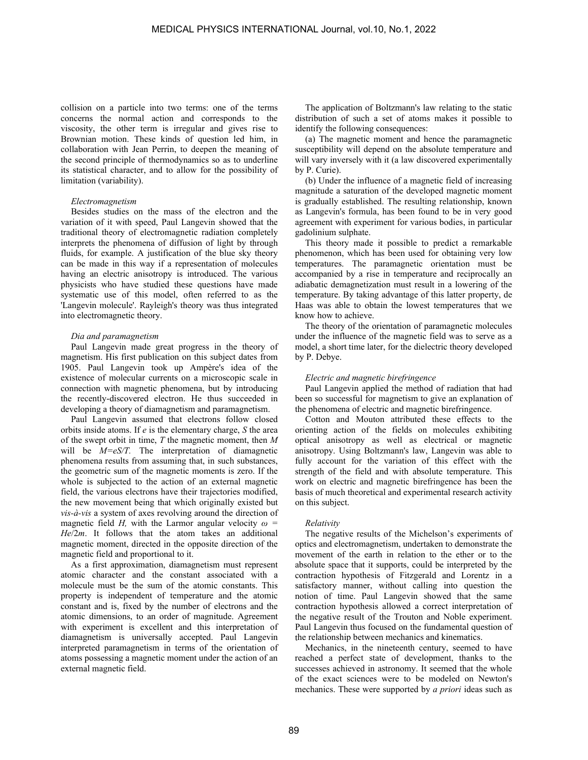collision on a particle into two terms: one of the terms concerns the normal action and corresponds to the viscosity, the other term is irregular and gives rise to Brownian motion. These kinds of question led him, in collaboration with Jean Perrin, to deepen the meaning of the second principle of thermodynamics so as to underline its statistical character, and to allow for the possibility of limitation (variability).

*Electromagnetism*

Besides studies on the mass of the electron and the variation of it with speed, Paul Langevin showed that the traditional theory of electromagnetic radiation completely interprets the phenomena of diffusion of light by through fluids, for example. A justification of the blue sky theory can be made in this way if a representation of molecules having an electric anisotropy is introduced. The various physicists who have studied these questions have made systematic use of this model, often referred to as the 'Langevin molecule'. Rayleigh's theory was thus integrated into electromagnetic theory.

*Dia and paramagnetism*

Paul Langevin made great progress in the theory of magnetism. His first publication on this subject dates from 1905. Paul Langevin took up Ampère's idea of the existence of molecular currents on a microscopic scale in connection with magnetic phenomena, but by introducing the recently-discovered electron. He thus succeeded in developing a theory of diamagnetism and paramagnetism.

Paul Langevin assumed that electrons follow closed orbits inside atoms. If $e$ is the elementary charge, $S$ the area of the swept orbit in time, $T$ the magnetic moment, then $M$ will be $M=eS/T$. The interpretation of diamagnetic phenomena results from assuming that, in such substances, the geometric sum of the magnetic moments is zero. If the whole is subjected to the action of an external magnetic field, the various electrons have their trajectories modified, the new movement being that which originally existed but *vis-à-vis* a system of axes revolving around the direction of magnetic field $H$, with the Larmor angular velocity $\omega = He/2m$. It follows that the atom takes an additional magnetic moment, directed in the opposite direction of the magnetic field and proportional to it.

As a first approximation, diamagnetism must represent atomic character and the constant associated with a molecule must be the sum of the atomic constants. This property is independent of temperature and the atomic constant and is, fixed by the number of electrons and the atomic dimensions, to an order of magnitude. Agreement with experiment is excellent and this interpretation of diamagnetism is universally accepted. Paul Langevin interpreted paramagnetism in terms of the orientation of atoms possessing a magnetic moment under the action of an external magnetic field.

The application of Boltzmann's law relating to the static distribution of such a set of atoms makes it possible to identify the following consequences:

(a) The magnetic moment and hence the paramagnetic susceptibility will depend on the absolute temperature and will vary inversely with it (a law discovered experimentally by P. Curie).

(b) Under the influence of a magnetic field of increasing magnitude a saturation of the developed magnetic moment is gradually established. The resulting relationship, known as Langevin's formula, has been found to be in very good agreement with experiment for various bodies, in particular gadolinium sulphate.

This theory made it possible to predict a remarkable phenomenon, which has been used for obtaining very low temperatures. The paramagnetic orientation must be accompanied by a rise in temperature and reciprocally an adiabatic demagnetization must result in a lowering of the temperature. By taking advantage of this latter property, de Haas was able to obtain the lowest temperatures that we know how to achieve.

The theory of the orientation of paramagnetic molecules under the influence of the magnetic field was to serve as a model, a short time later, for the dielectric theory developed by P. Debye.

*Electric and magnetic birefringence*

Paul Langevin applied the method of radiation that had been so successful for magnetism to give an explanation of the phenomena of electric and magnetic birefringence.

Cotton and Mouton attributed these effects to the orienting action of the fields on molecules exhibiting optical anisotropy as well as electrical or magnetic anisotropy. Using Boltzmann's law, Langevin was able to fully account for the variation of this effect with the strength of the field and with absolute temperature. This work on electric and magnetic birefringence has been the basis of much theoretical and experimental research activity on this subject.

*Relativity*

The negative results of the Michelson's experiments of optics and electromagnetism, undertaken to demonstrate the movement of the earth in relation to the ether or to the absolute space that it supports, could be interpreted by the contraction hypothesis of Fitzgerald and Lorentz in a satisfactory manner, without calling into question the notion of time. Paul Langevin showed that the same contraction hypothesis allowed a correct interpretation of the negative result of the Trouton and Noble experiment. Paul Langevin thus focused on the fundamental question of the relationship between mechanics and kinematics.

Mechanics, in the nineteenth century, seemed to have reached a perfect state of development, thanks to the successes achieved in astronomy. It seemed that the whole of the exact sciences were to be modeled on Newton's mechanics. These were supported by *a priori* ideas such as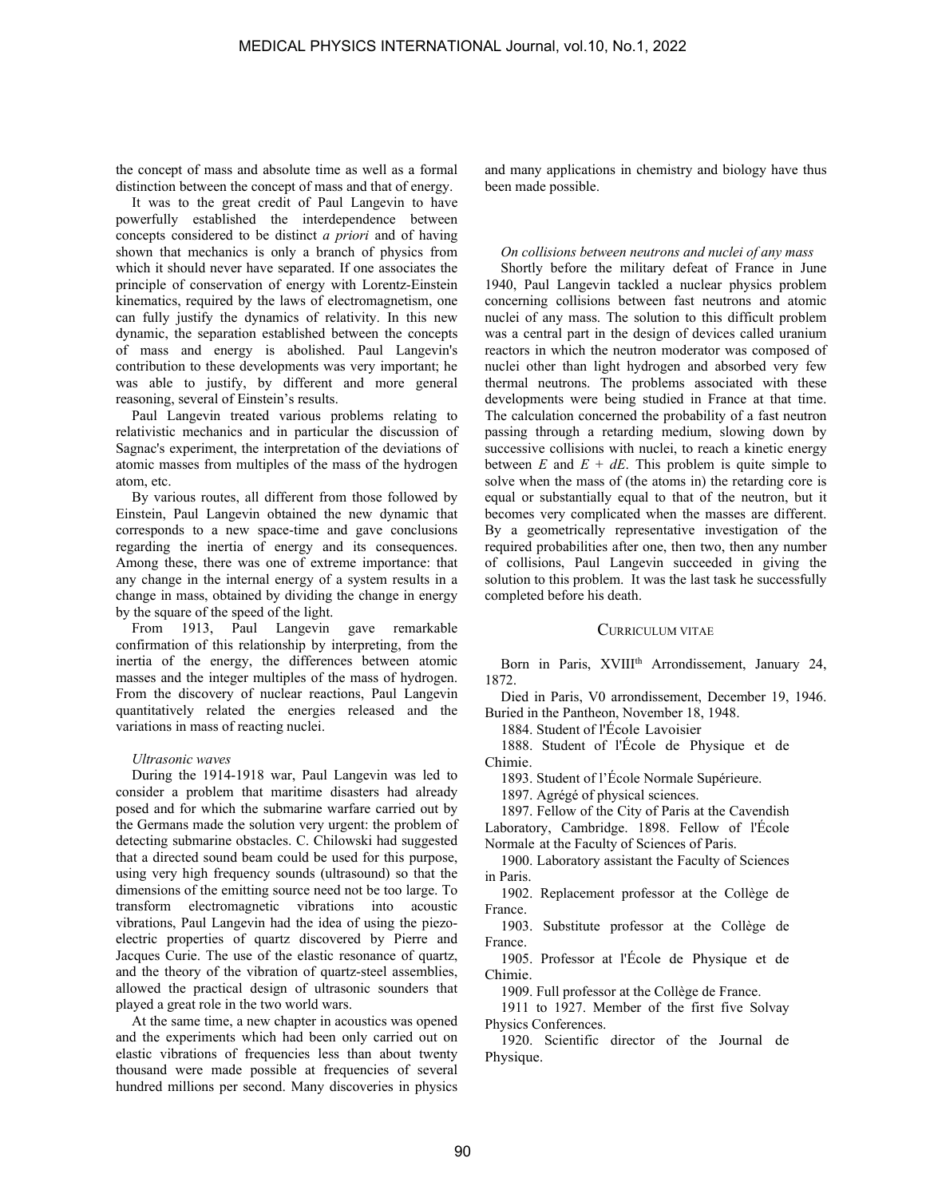the concept of mass and absolute time as well as a formal distinction between the concept of mass and that of energy.

It was to the great credit of Paul Langevin to have powerfully established the interdependence between concepts considered to be distinct *a priori* and of having shown that mechanics is only a branch of physics from which it should never have separated. If one associates the principle of conservation of energy with Lorentz-Einstein kinematics, required by the laws of electromagnetism, one can fully justify the dynamics of relativity. In this new dynamic, the separation established between the concepts of mass and energy is abolished. Paul Langevin's contribution to these developments was very important; he was able to justify, by different and more general reasoning, several of Einstein's results.

Paul Langevin treated various problems relating to relativistic mechanics and in particular the discussion of Sagnac's experiment, the interpretation of the deviations of atomic masses from multiples of the mass of the hydrogen atom, etc.

By various routes, all different from those followed by Einstein, Paul Langevin obtained the new dynamic that corresponds to a new space-time and gave conclusions regarding the inertia of energy and its consequences. Among these, there was one of extreme importance: that any change in the internal energy of a system results in a change in mass, obtained by dividing the change in energy by the square of the speed of the light.

From 1913, Paul Langevin gave remarkable confirmation of this relationship by interpreting, from the inertia of the energy, the differences between atomic masses and the integer multiples of the mass of hydrogen. From the discovery of nuclear reactions, Paul Langevin quantitatively related the energies released and the variations in mass of reacting nuclei.

*Ultrasonic waves*

During the 1914-1918 war, Paul Langevin was led to consider a problem that maritime disasters had already posed and for which the submarine warfare carried out by the Germans made the solution very urgent: the problem of detecting submarine obstacles. C. Chilowski had suggested that a directed sound beam could be used for this purpose, using very high frequency sounds (ultrasound) so that the dimensions of the emitting source need not be too large. To transform electromagnetic vibrations into acoustic vibrations, Paul Langevin had the idea of using the piezo-electric properties of quartz discovered by Pierre and Jacques Curie. The use of the elastic resonance of quartz, and the theory of the vibration of quartz-steel assemblies, allowed the practical design of ultrasonic sounders that played a great role in the two world wars.

At the same time, a new chapter in acoustics was opened and the experiments which had been only carried out on elastic vibrations of frequencies less than about twenty thousand were made possible at frequencies of several hundred millions per second. Many discoveries in physics and many applications in chemistry and biology have thus been made possible.

*On collisions between neutrons and nuclei of any mass*

Shortly before the military defeat of France in June 1940, Paul Langevin tackled a nuclear physics problem concerning collisions between fast neutrons and atomic nuclei of any mass. The solution to this difficult problem was a central part in the design of devices called uranium reactors in which the neutron moderator was composed of nuclei other than light hydrogen and absorbed very few thermal neutrons. The problems associated with these developments were being studied in France at that time. The calculation concerned the probability of a fast neutron passing through a retarding medium, slowing down by successive collisions with nuclei, to reach a kinetic energy between $E$ and $E + dE$. This problem is quite simple to solve when the mass of (the atoms in) the retarding core is equal or substantially equal to that of the neutron, but it becomes very complicated when the masses are different. By a geometrically representative investigation of the required probabilities after one, then two, then any number of collisions, Paul Langevin succeeded in giving the solution to this problem. It was the last task he successfully completed before his death.

## CURRICULUM VITAE

Born in Paris, XVIII[th] Arrondissement, January 24, 1872.

Died in Paris, V0 arrondissement, December 19, 1946. Buried in the Pantheon, November 18, 1948.

1884. Student of l'École Lavoisier

1888. Student of l'École de Physique et de Chimie.

1893. Student of l'École Normale Supérieure.

1897. Agrégé of physical sciences.

1897. Fellow of the City of Paris at the Cavendish Laboratory, Cambridge. 1898. Fellow of l'École Normale at the Faculty of Sciences of Paris.

1900. Laboratory assistant the Faculty of Sciences in Paris.

1902. Replacement professor at the Collège de France.

1903. Substitute professor at the Collège de France.

1905. Professor at l'École de Physique et de Chimie.

1909. Full professor at the Collège de France.

1911 to 1927. Member of the first five Solvay Physics Conferences.

1920. Scientific director of the Journal de Physique.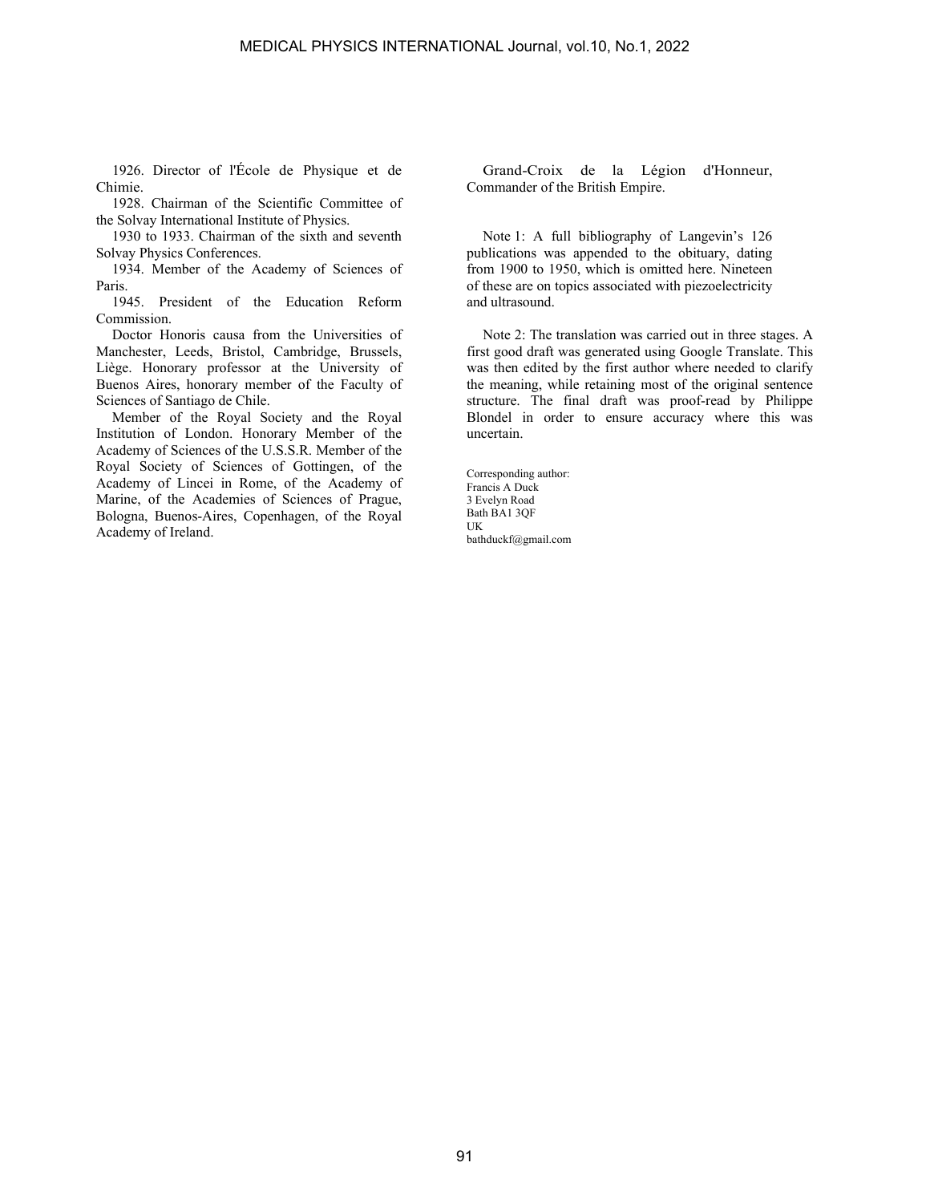1926. Director of l'École de Physique et de Chimie.

1928. Chairman of the Scientific Committee of the Solvay International Institute of Physics.

1930 to 1933. Chairman of the sixth and seventh Solvay Physics Conferences.

1934. Member of the Academy of Sciences of Paris.

1945. President of the Education Reform Commission.

Doctor Honoris causa from the Universities of Manchester, Leeds, Bristol, Cambridge, Brussels, Liège. Honorary professor at the University of Buenos Aires, honorary member of the Faculty of Sciences of Santiago de Chile.

Member of the Royal Society and the Royal Institution of London. Honorary Member of the Academy of Sciences of the U.S.S.R. Member of the Royal Society of Sciences of Gottingen, of the Academy of Lincei in Rome, of the Academy of Marine, of the Academies of Sciences of Prague, Bologna, Buenos-Aires, Copenhagen, of the Royal Academy of Ireland.

Grand-Croix de la Légion d'Honneur, Commander of the British Empire.

Note 1: A full bibliography of Langevin's 126 publications was appended to the obituary, dating from 1900 to 1950, which is omitted here. Nineteen of these are on topics associated with piezoelectricity and ultrasound.

Note 2: The translation was carried out in three stages. A first good draft was generated using Google Translate. This was then edited by the first author where needed to clarify the meaning, while retaining most of the original sentence structure. The final draft was proof-read by Philippe Blondel in order to ensure accuracy where this was uncertain.

Corresponding author:
Francis A Duck
3 Evelyn Road
Bath BA1 3QF
UK
bathduckf@gmail.com